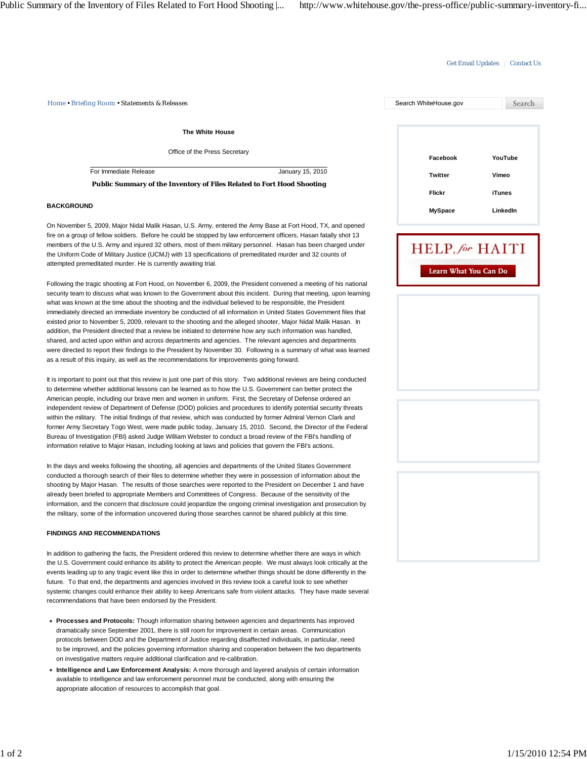Home • Briefing Room • Statements & Releases

The White House

Office of the Press Secretary

For Immediate Release January 15, 2010

**Public Summary of the Inventory of Files Related to Fort Hood Shooting**

**BACKGROUND**

On November 5, 2009, Major Nidal Malik Hasan, U.S. Army, entered the Army Base at Fort Hood, TX, and opened fire on a group of fellow soldiers. Before he could be stopped by law enforcement officers, Hasan fatally shot 13 members of the U.S. Army and injured 32 others, most of them military personnel. Hasan has been charged under the Uniform Code of Military Justice (UCMJ) with 13 specifications of premeditated murder and 32 counts of attempted premeditated murder. He is currently awaiting trial.

Following the tragic shooting at Fort Hood, on November 6, 2009, the President convened a meeting of his national security team to discuss what was known to the Government about this incident. During that meeting, upon learning what was known at the time about the shooting and the individual believed to be responsible, the President immediately directed an immediate inventory be conducted of all information in United States Government files that existed prior to November 5, 2009, relevant to the shooting and the alleged shooter, Major Nidal Malik Hasan. In addition, the President directed that a review be initiated to determine how any such information was handled, shared, and acted upon within and across departments and agencies. The relevant agencies and departments were directed to report their findings to the President by November 30. Following is a summary of what was learned as a result of this inquiry, as well as the recommendations for improvements going forward.

It is important to point out that this review is just one part of this story. Two additional reviews are being conducted to determine whether additional lessons can be learned as to how the U.S. Government can better protect the American people, including our brave men and women in uniform. First, the Secretary of Defense ordered an independent review of Department of Defense (DOD) policies and procedures to identify potential security threats within the military. The initial findings of that review, which was conducted by former Admiral Vernon Clark and former Army Secretary Togo West, were made public today, January 15, 2010. Second, the Director of the Federal Bureau of Investigation (FBI) asked Judge William Webster to conduct a broad review of the FBI's handling of information relative to Major Hasan, including looking at laws and policies that govern the FBI's actions.

In the days and weeks following the shooting, all agencies and departments of the United States Government conducted a thorough search of their files to determine whether they were in possession of information about the shooting by Major Hasan. The results of those searches were reported to the President on December 1 and have already been briefed to appropriate Members and Committees of Congress. Because of the sensitivity of the information, and the concern that disclosure could jeopardize the ongoing criminal investigation and prosecution by the military, some of the information uncovered during those searches cannot be shared publicly at this time.

**FINDINGS AND RECOMMENDATIONS**

In addition to gathering the facts, the President ordered this review to determine whether there are ways in which the U.S. Government could enhance its ability to protect the American people. We must always look critically at the events leading up to any tragic event like this one in order to determine whether things should be done differently in the future. To that end, the departments and agencies involved in this review took a careful look to see whether systemic changes could enhance their ability to keep Americans safe from violent attacks. They have made several recommendations that have been endorsed by the President.

- **Processes and Protocols:** Though information sharing between agencies and departments has improved dramatically since September 2001, there is still room for improvement in certain areas. Communication protocols between DOD and the Department of Justice regarding disaffected individuals, in particular, need to be improved, and the policies governing information sharing and cooperation between the two departments on investigative matters require additional clarification and re-calibration.
- **Intelligence and Law Enforcement Analysis:** A more thorough and layered analysis of certain information available to intelligence and law enforcement personnel must be conducted, along with ensuring the appropriate allocation of resources to accomplish that goal.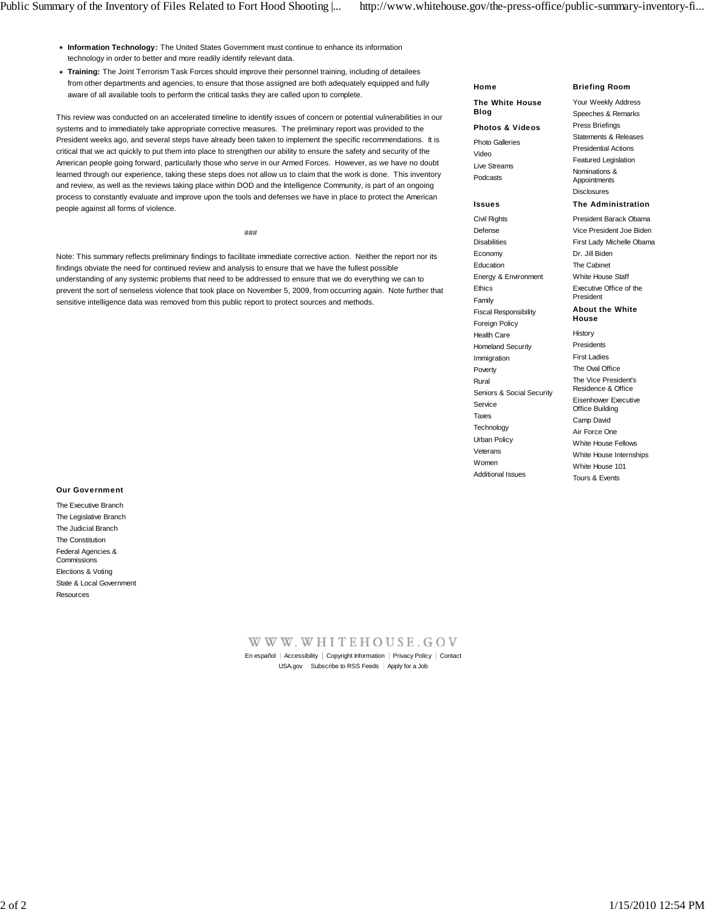- **Information Technology:** The United States Government must continue to enhance its information technology in order to better and more readily identify relevant data.
- **Training:** The Joint Terrorism Task Forces should improve their personnel training, including of detailees from other departments and agencies, to ensure that those assigned are both adequately equipped and fully aware of all available tools to perform the critical tasks they are called upon to complete.

This review was conducted on an accelerated timeline to identify issues of concern or potential vulnerabilities in our systems and to immediately take appropriate corrective measures. The preliminary report was provided to the President weeks ago, and several steps have already been taken to implement the specific recommendations. It is critical that we act quickly to put them into place to strengthen our ability to ensure the safety and security of the American people going forward, particularly those who serve in our Armed Forces. However, as we have no doubt learned through our experience, taking these steps does not allow us to claim that the work is done. This inventory and review, as well as the reviews taking place within DOD and the Intelligence Community, is part of an ongoing process to constantly evaluate and improve upon the tools and defenses we have in place to protect the American people against all forms of violence.

###

Note: This summary reflects preliminary findings to facilitate immediate corrective action. Neither the report nor its findings obviate the need for continued review and analysis to ensure that we have the fullest possible understanding of any systemic problems that need to be addressed to ensure that we do everything we can to prevent the sort of senseless violence that took place on November 5, 2009, from occurring again. Note further that sensitive intelligence data was removed from this public report to protect sources and methods.

**Home**

**The White House Blog**

**Photos & Videos**

Photo Galleries
Video
Live Streams
Podcasts

**Issues**

Civil Rights
Defense
Disabilities
Economy
Education
Energy & Environment
Ethics
Family
Fiscal Responsibility
Foreign Policy
Health Care
Homeland Security
Immigration
Poverty
Rural
Seniors & Social Security
Service
Taxes
Technology
Urban Policy
Veterans
Women
Additional Issues

**Briefing Room**

Your Weekly Address
Speeches & Remarks
Press Briefings
Statements & Releases
Presidential Actions
Featured Legislation
Nominations & Appointments
Disclosures

**The Administration**

President Barack Obama
Vice President Joe Biden
First Lady Michelle Obama
Dr. Jill Biden
The Cabinet
White House Staff
Executive Office of the President

**About the White House**

History
Presidents
First Ladies
The Oval Office
The Vice President's Residence & Office
Eisenhower Executive Office Building
Camp David
Air Force One
White House Fellows
White House Internships
White House 101
Tours & Events

**Our Government**

The Executive Branch
The Legislative Branch
The Judicial Branch
The Constitution
Federal Agencies & Commissions
Elections & Voting
State & Local Government
Resources

WWW.WHITEHOUSE.GOV

En español | Accessibility | Copyright Information | Privacy Policy | Contact
USA.gov | Subscribe to RSS Feeds | Apply for a Job